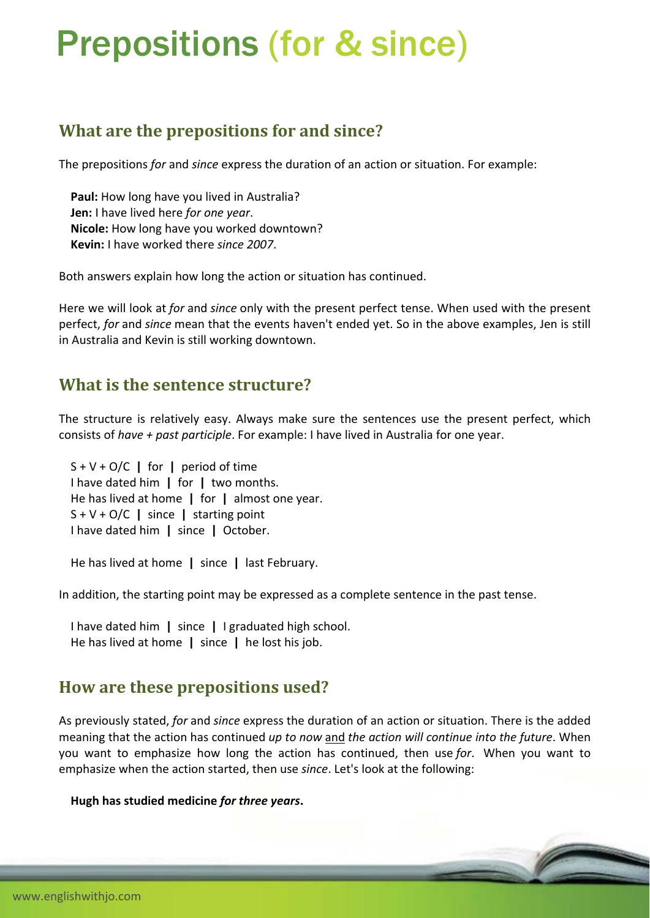# Prepositions (for & since)

## What are the prepositions for and since?

The prepositions *for* and *since* express the duration of an action or situation. For example:

**Paul:** How long have you lived in Australia?
**Jen:** I have lived here *for one year*.
**Nicole:** How long have you worked downtown?
**Kevin:** I have worked there *since 2007*.

Both answers explain how long the action or situation has continued.

Here we will look at *for* and *since* only with the present perfect tense. When used with the present perfect, *for* and *since* mean that the events haven't ended yet. So in the above examples, Jen is still in Australia and Kevin is still working downtown.

## What is the sentence structure?

The structure is relatively easy. Always make sure the sentences use the present perfect, which consists of *have + past participle*. For example: I have lived in Australia for one year.

S + V + O/C **|** for **|** period of time
I have dated him **|** for **|** two months.
He has lived at home **|** for **|** almost one year.
S + V + O/C **|** since **|** starting point
I have dated him **|** since **|** October.

He has lived at home **|** since **|** last February.

In addition, the starting point may be expressed as a complete sentence in the past tense.

I have dated him **|** since **|** I graduated high school.
He has lived at home **|** since **|** he lost his job.

## How are these prepositions used?

As previously stated, *for* and *since* express the duration of an action or situation. There is the added meaning that the action has continued *up to now* and *the action will continue into the future*. When you want to emphasize how long the action has continued, then use *for*. When you want to emphasize when the action started, then use *since*. Let's look at the following:

**Hugh has studied medicine *for three years*.**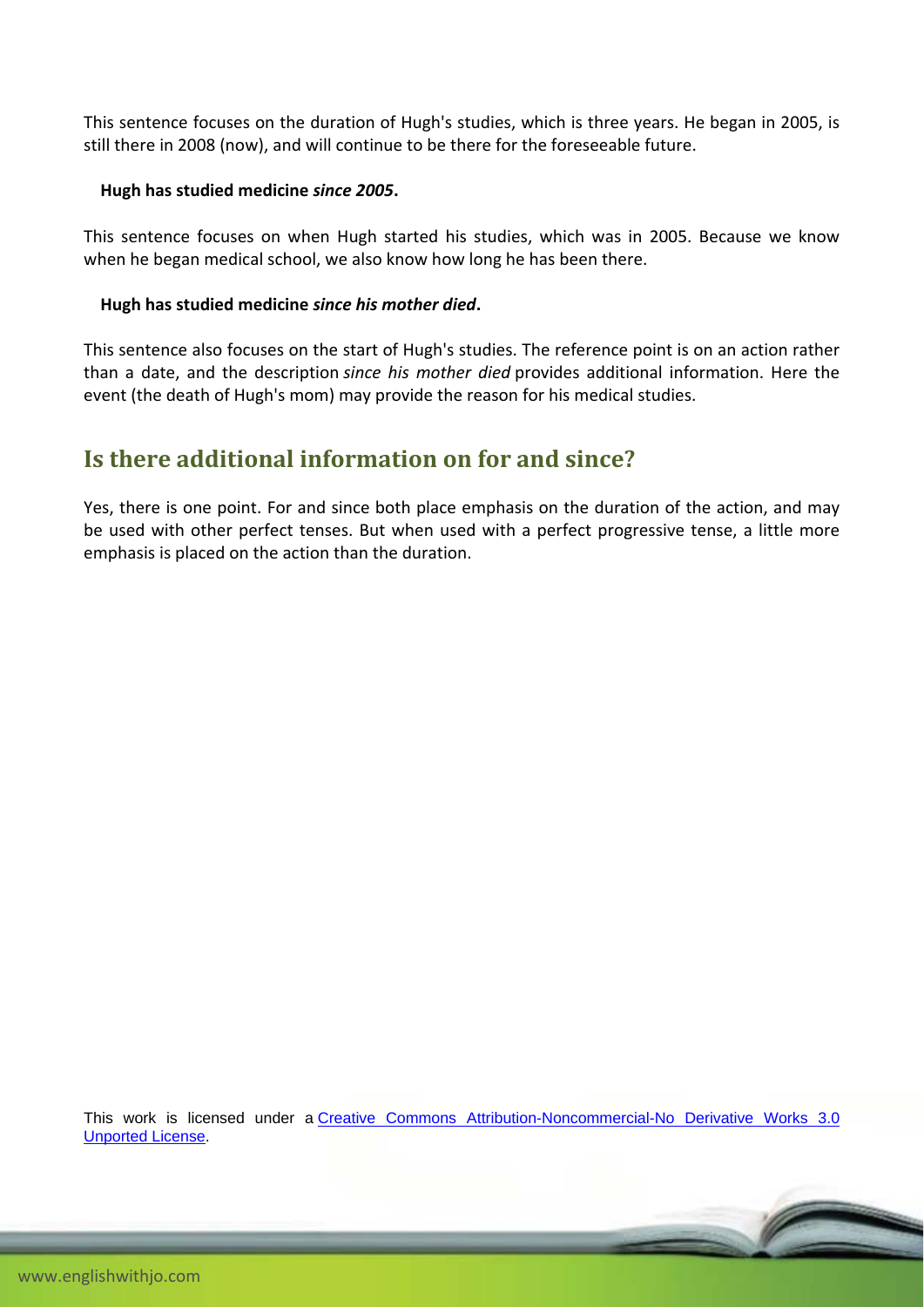This sentence focuses on the duration of Hugh's studies, which is three years. He began in 2005, is still there in 2008 (now), and will continue to be there for the foreseeable future.

**Hugh has studied medicine *since 2005*.**

This sentence focuses on when Hugh started his studies, which was in 2005. Because we know when he began medical school, we also know how long he has been there.

**Hugh has studied medicine *since his mother died*.**

This sentence also focuses on the start of Hugh's studies. The reference point is on an action rather than a date, and the description *since his mother died* provides additional information. Here the event (the death of Hugh's mom) may provide the reason for his medical studies.

## Is there additional information on for and since?

Yes, there is one point. For and since both place emphasis on the duration of the action, and may be used with other perfect tenses. But when used with a perfect progressive tense, a little more emphasis is placed on the action than the duration.

This work is licensed under a [Creative Commons Attribution-Noncommercial-No Derivative Works 3.0 Unported License](http://creativecommons.org/licenses/by-nc-nd/3.0/).